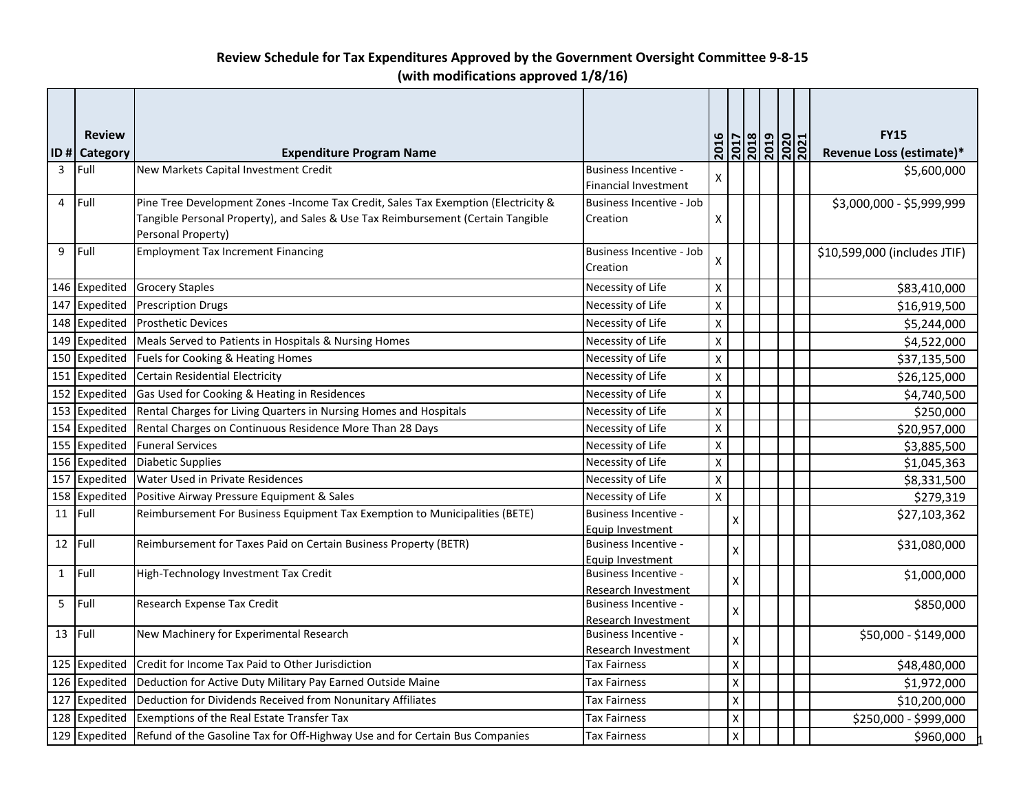**Review Schedule for Tax Expenditures Approved by the Government Oversight Committee 9-8-15**
**(with modifications approved 1/8/16)**

| ID # | Review Category | Expenditure Program Name | | 2016 | 2017 | 2018 | 2019 | 2020 | 2021 | FY15 Revenue Loss (estimate)* |
|---|---|---|---|---|---|---|---|---|---|---|
| 3 | Full | New Markets Capital Investment Credit | Business Incentive - Financial Investment | X | | | | | | $5,600,000 |
| 4 | Full | Pine Tree Development Zones -Income Tax Credit, Sales Tax Exemption (Electricity & Tangible Personal Property), and Sales & Use Tax Reimbursement (Certain Tangible Personal Property) | Business Incentive - Job Creation | X | | | | | | $3,000,000 - $5,999,999 |
| 9 | Full | Employment Tax Increment Financing | Business Incentive - Job Creation | X | | | | | | $10,599,000 (includes JTIF) |
| 146 | Expedited | Grocery Staples | Necessity of Life | X | | | | | | $83,410,000 |
| 147 | Expedited | Prescription Drugs | Necessity of Life | X | | | | | | $16,919,500 |
| 148 | Expedited | Prosthetic Devices | Necessity of Life | X | | | | | | $5,244,000 |
| 149 | Expedited | Meals Served to Patients in Hospitals & Nursing Homes | Necessity of Life | X | | | | | | $4,522,000 |
| 150 | Expedited | Fuels for Cooking & Heating Homes | Necessity of Life | X | | | | | | $37,135,500 |
| 151 | Expedited | Certain Residential Electricity | Necessity of Life | X | | | | | | $26,125,000 |
| 152 | Expedited | Gas Used for Cooking & Heating in Residences | Necessity of Life | X | | | | | | $4,740,500 |
| 153 | Expedited | Rental Charges for Living Quarters in Nursing Homes and Hospitals | Necessity of Life | X | | | | | | $250,000 |
| 154 | Expedited | Rental Charges on Continuous Residence More Than 28 Days | Necessity of Life | X | | | | | | $20,957,000 |
| 155 | Expedited | Funeral Services | Necessity of Life | X | | | | | | $3,885,500 |
| 156 | Expedited | Diabetic Supplies | Necessity of Life | X | | | | | | $1,045,363 |
| 157 | Expedited | Water Used in Private Residences | Necessity of Life | X | | | | | | $8,331,500 |
| 158 | Expedited | Positive Airway Pressure Equipment & Sales | Necessity of Life | X | | | | | | $279,319 |
| 11 | Full | Reimbursement For Business Equipment Tax Exemption to Municipalities (BETE) | Business Incentive - Equip Investment | | X | | | | | $27,103,362 |
| 12 | Full | Reimbursement for Taxes Paid on Certain Business Property (BETR) | Business Incentive - Equip Investment | | X | | | | | $31,080,000 |
| 1 | Full | High-Technology Investment Tax Credit | Business Incentive - Research Investment | | X | | | | | $1,000,000 |
| 5 | Full | Research Expense Tax Credit | Business Incentive - Research Investment | | X | | | | | $850,000 |
| 13 | Full | New Machinery for Experimental Research | Business Incentive - Research Investment | | X | | | | | $50,000 - $149,000 |
| 125 | Expedited | Credit for Income Tax Paid to Other Jurisdiction | Tax Fairness | | X | | | | | $48,480,000 |
| 126 | Expedited | Deduction for Active Duty Military Pay Earned Outside Maine | Tax Fairness | | X | | | | | $1,972,000 |
| 127 | Expedited | Deduction for Dividends Received from Nonunitary Affiliates | Tax Fairness | | X | | | | | $10,200,000 |
| 128 | Expedited | Exemptions of the Real Estate Transfer Tax | Tax Fairness | | X | | | | | $250,000 - $999,000 |
| 129 | Expedited | Refund of the Gasoline Tax for Off-Highway Use and for Certain Bus Companies | Tax Fairness | | X | | | | | $960,000 |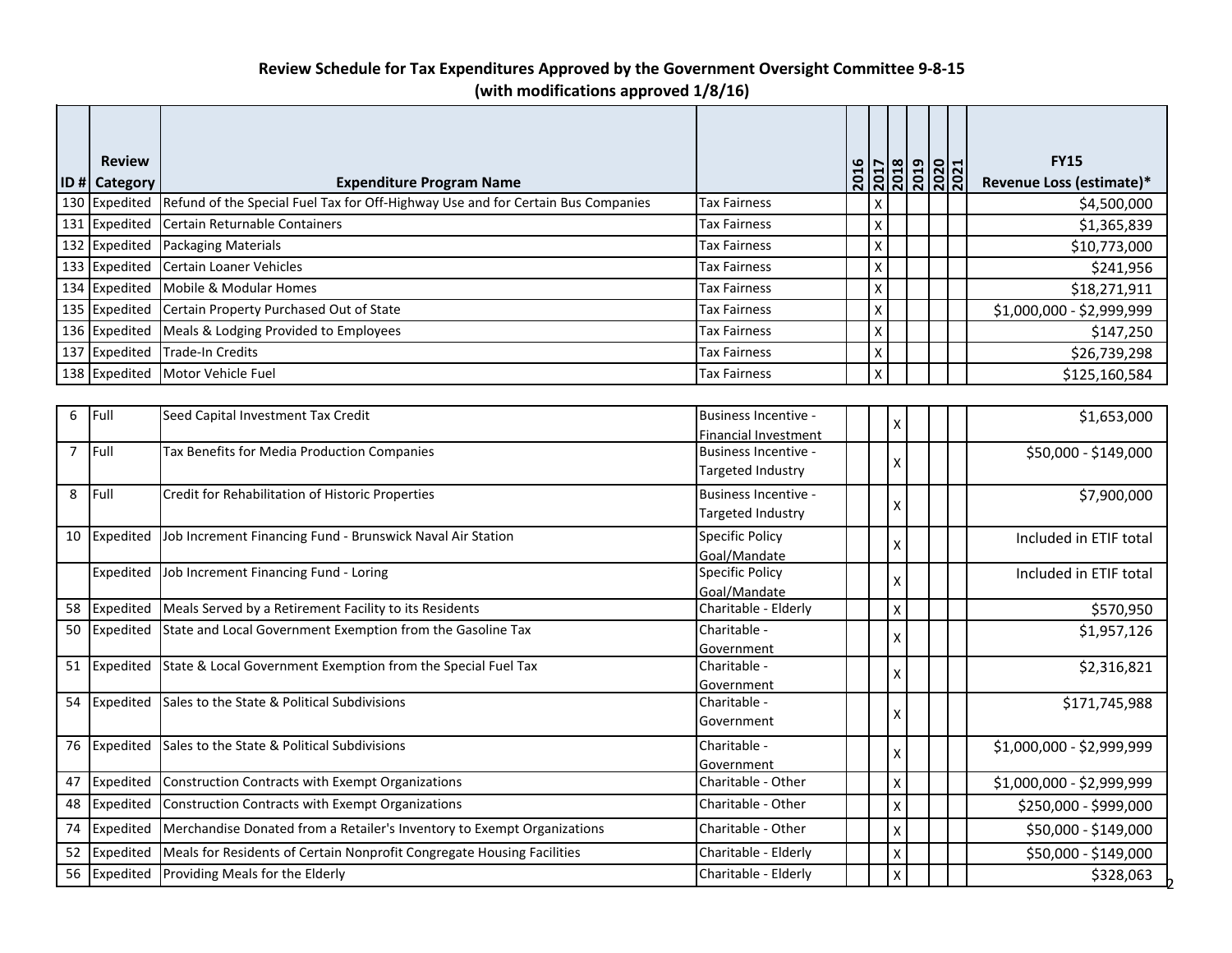**Review Schedule for Tax Expenditures Approved by the Government Oversight Committee 9-8-15**
**(with modifications approved 1/8/16)**

| ID # | Review Category | Expenditure Program Name | | 2016 | 2017 | 2018 | 2019 | 2020 | 2021 | FY15 Revenue Loss (estimate)* |
|---|---|---|---|---|---|---|---|---|---|---|
| 130 | Expedited | Refund of the Special Fuel Tax for Off-Highway Use and for Certain Bus Companies | Tax Fairness | | X | | | | | $4,500,000 |
| 131 | Expedited | Certain Returnable Containers | Tax Fairness | | X | | | | | $1,365,839 |
| 132 | Expedited | Packaging Materials | Tax Fairness | | X | | | | | $10,773,000 |
| 133 | Expedited | Certain Loaner Vehicles | Tax Fairness | | X | | | | | $241,956 |
| 134 | Expedited | Mobile & Modular Homes | Tax Fairness | | X | | | | | $18,271,911 |
| 135 | Expedited | Certain Property Purchased Out of State | Tax Fairness | | X | | | | | $1,000,000 - $2,999,999 |
| 136 | Expedited | Meals & Lodging Provided to Employees | Tax Fairness | | X | | | | | $147,250 |
| 137 | Expedited | Trade-In Credits | Tax Fairness | | X | | | | | $26,739,298 |
| 138 | Expedited | Motor Vehicle Fuel | Tax Fairness | | X | | | | | $125,160,584 |
| 6 | Full | Seed Capital Investment Tax Credit | Business Incentive - Financial Investment | | | X | | | | $1,653,000 |
| 7 | Full | Tax Benefits for Media Production Companies | Business Incentive - Targeted Industry | | | X | | | | $50,000 - $149,000 |
| 8 | Full | Credit for Rehabilitation of Historic Properties | Business Incentive - Targeted Industry | | | X | | | | $7,900,000 |
| 10 | Expedited | Job Increment Financing Fund - Brunswick Naval Air Station | Specific Policy Goal/Mandate | | | X | | | | Included in ETIF total |
| | Expedited | Job Increment Financing Fund - Loring | Specific Policy Goal/Mandate | | | X | | | | Included in ETIF total |
| 58 | Expedited | Meals Served by a Retirement Facility to its Residents | Charitable - Elderly | | | X | | | | $570,950 |
| 50 | Expedited | State and Local Government Exemption from the Gasoline Tax | Charitable - Government | | | X | | | | $1,957,126 |
| 51 | Expedited | State & Local Government Exemption from the Special Fuel Tax | Charitable - Government | | | X | | | | $2,316,821 |
| 54 | Expedited | Sales to the State & Political Subdivisions | Charitable - Government | | | X | | | | $171,745,988 |
| 76 | Expedited | Sales to the State & Political Subdivisions | Charitable - Government | | | X | | | | $1,000,000 - $2,999,999 |
| 47 | Expedited | Construction Contracts with Exempt Organizations | Charitable - Other | | | X | | | | $1,000,000 - $2,999,999 |
| 48 | Expedited | Construction Contracts with Exempt Organizations | Charitable - Other | | | X | | | | $250,000 - $999,000 |
| 74 | Expedited | Merchandise Donated from a Retailer's Inventory to Exempt Organizations | Charitable - Other | | | X | | | | $50,000 - $149,000 |
| 52 | Expedited | Meals for Residents of Certain Nonprofit Congregate Housing Facilities | Charitable - Elderly | | | X | | | | $50,000 - $149,000 |
| 56 | Expedited | Providing Meals for the Elderly | Charitable - Elderly | | | X | | | | $328,063 |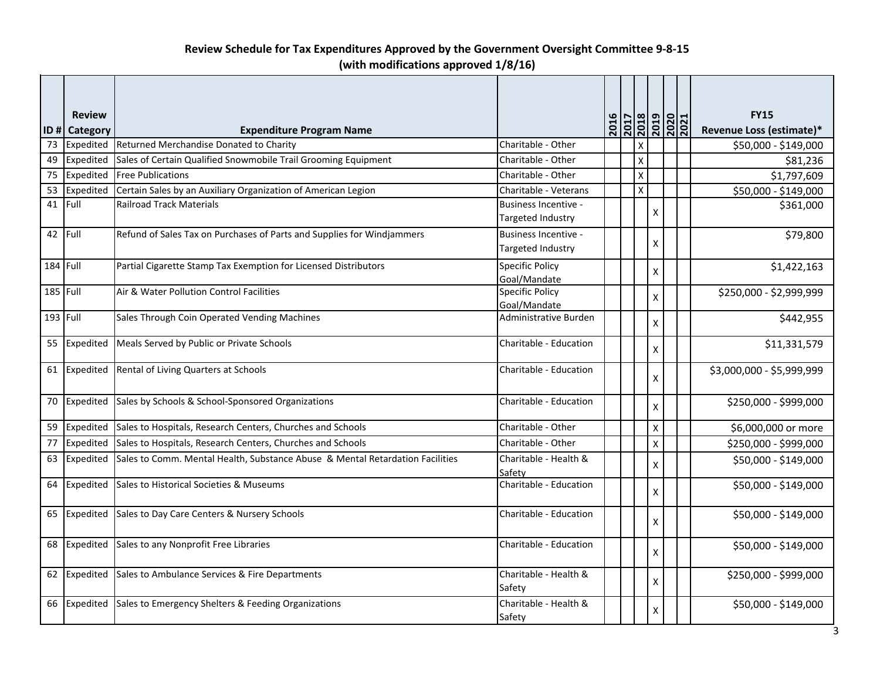**Review Schedule for Tax Expenditures Approved by the Government Oversight Committee 9-8-15**
**(with modifications approved 1/8/16)**

| ID # | Review Category | Expenditure Program Name | | 2016 | 2017 | 2018 | 2019 | 2020 | 2021 | FY15 Revenue Loss (estimate)* |
|---|---|---|---|---|---|---|---|---|---|---|
| 73 | Expedited | Returned Merchandise Donated to Charity | Charitable - Other | | | X | | | | $50,000 - $149,000 |
| 49 | Expedited | Sales of Certain Qualified Snowmobile Trail Grooming Equipment | Charitable - Other | | | X | | | | $81,236 |
| 75 | Expedited | Free Publications | Charitable - Other | | | X | | | | $1,797,609 |
| 53 | Expedited | Certain Sales by an Auxiliary Organization of American Legion | Charitable - Veterans | | | X | | | | $50,000 - $149,000 |
| 41 | Full | Railroad Track Materials | Business Incentive - Targeted Industry | | | | X | | | $361,000 |
| 42 | Full | Refund of Sales Tax on Purchases of Parts and Supplies for Windjammers | Business Incentive - Targeted Industry | | | | X | | | $79,800 |
| 184 | Full | Partial Cigarette Stamp Tax Exemption for Licensed Distributors | Specific Policy Goal/Mandate | | | | X | | | $1,422,163 |
| 185 | Full | Air & Water Pollution Control Facilities | Specific Policy Goal/Mandate | | | | X | | | $250,000 - $2,999,999 |
| 193 | Full | Sales Through Coin Operated Vending Machines | Administrative Burden | | | | X | | | $442,955 |
| 55 | Expedited | Meals Served by Public or Private Schools | Charitable - Education | | | | X | | | $11,331,579 |
| 61 | Expedited | Rental of Living Quarters at Schools | Charitable - Education | | | | X | | | $3,000,000 - $5,999,999 |
| 70 | Expedited | Sales by Schools & School-Sponsored Organizations | Charitable - Education | | | | X | | | $250,000 - $999,000 |
| 59 | Expedited | Sales to Hospitals, Research Centers, Churches and Schools | Charitable - Other | | | | X | | | $6,000,000 or more |
| 77 | Expedited | Sales to Hospitals, Research Centers, Churches and Schools | Charitable - Other | | | | X | | | $250,000 - $999,000 |
| 63 | Expedited | Sales to Comm. Mental Health, Substance Abuse & Mental Retardation Facilities | Charitable - Health & Safety | | | | X | | | $50,000 - $149,000 |
| 64 | Expedited | Sales to Historical Societies & Museums | Charitable - Education | | | | X | | | $50,000 - $149,000 |
| 65 | Expedited | Sales to Day Care Centers & Nursery Schools | Charitable - Education | | | | X | | | $50,000 - $149,000 |
| 68 | Expedited | Sales to any Nonprofit Free Libraries | Charitable - Education | | | | X | | | $50,000 - $149,000 |
| 62 | Expedited | Sales to Ambulance Services & Fire Departments | Charitable - Health & Safety | | | | X | | | $250,000 - $999,000 |
| 66 | Expedited | Sales to Emergency Shelters & Feeding Organizations | Charitable - Health & Safety | | | | X | | | $50,000 - $149,000 |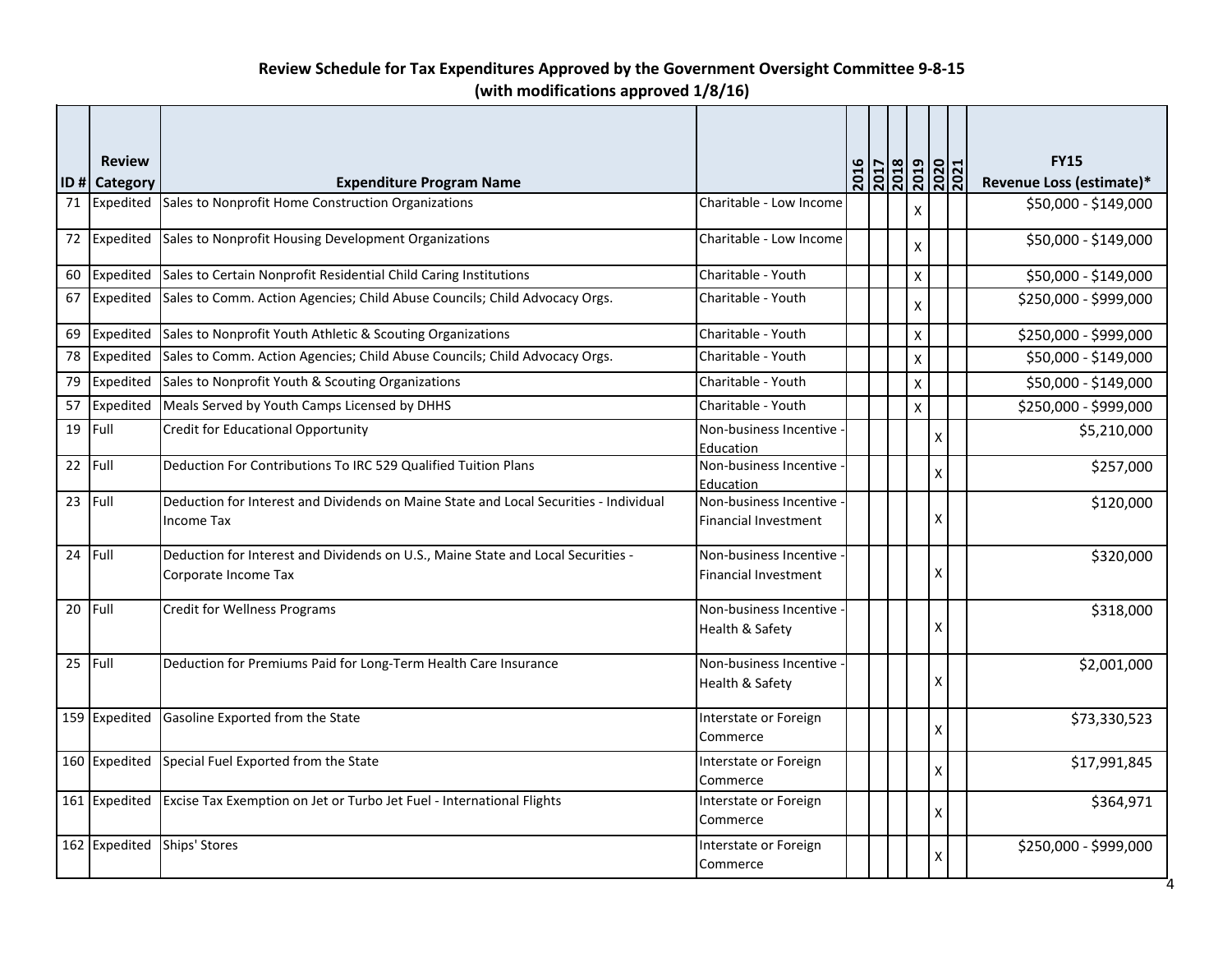**Review Schedule for Tax Expenditures Approved by the Government Oversight Committee 9-8-15**
**(with modifications approved 1/8/16)**

| ID # | Review Category | Expenditure Program Name | | 2016 | 2017 | 2018 | 2019 | 2020 | 2021 | FY15 Revenue Loss (estimate)* |
|---|---|---|---|---|---|---|---|---|---|---|
| 71 | Expedited | Sales to Nonprofit Home Construction Organizations | Charitable - Low Income | | | | X | | | $50,000 - $149,000 |
| 72 | Expedited | Sales to Nonprofit Housing Development Organizations | Charitable - Low Income | | | | X | | | $50,000 - $149,000 |
| 60 | Expedited | Sales to Certain Nonprofit Residential Child Caring Institutions | Charitable - Youth | | | | X | | | $50,000 - $149,000 |
| 67 | Expedited | Sales to Comm. Action Agencies; Child Abuse Councils; Child Advocacy Orgs. | Charitable - Youth | | | | X | | | $250,000 - $999,000 |
| 69 | Expedited | Sales to Nonprofit Youth Athletic & Scouting Organizations | Charitable - Youth | | | | X | | | $250,000 - $999,000 |
| 78 | Expedited | Sales to Comm. Action Agencies; Child Abuse Councils; Child Advocacy Orgs. | Charitable - Youth | | | | X | | | $50,000 - $149,000 |
| 79 | Expedited | Sales to Nonprofit Youth & Scouting Organizations | Charitable - Youth | | | | X | | | $50,000 - $149,000 |
| 57 | Expedited | Meals Served by Youth Camps Licensed by DHHS | Charitable - Youth | | | | X | | | $250,000 - $999,000 |
| 19 | Full | Credit for Educational Opportunity | Non-business Incentive - Education | | | | | X | | $5,210,000 |
| 22 | Full | Deduction For Contributions To IRC 529 Qualified Tuition Plans | Non-business Incentive - Education | | | | | X | | $257,000 |
| 23 | Full | Deduction for Interest and Dividends on Maine State and Local Securities - Individual Income Tax | Non-business Incentive - Financial Investment | | | | | X | | $120,000 |
| 24 | Full | Deduction for Interest and Dividends on U.S., Maine State and Local Securities - Corporate Income Tax | Non-business Incentive - Financial Investment | | | | | X | | $320,000 |
| 20 | Full | Credit for Wellness Programs | Non-business Incentive - Health & Safety | | | | | X | | $318,000 |
| 25 | Full | Deduction for Premiums Paid for Long-Term Health Care Insurance | Non-business Incentive - Health & Safety | | | | | X | | $2,001,000 |
| 159 | Expedited | Gasoline Exported from the State | Interstate or Foreign Commerce | | | | | X | | $73,330,523 |
| 160 | Expedited | Special Fuel Exported from the State | Interstate or Foreign Commerce | | | | | X | | $17,991,845 |
| 161 | Expedited | Excise Tax Exemption on Jet or Turbo Jet Fuel - International Flights | Interstate or Foreign Commerce | | | | | X | | $364,971 |
| 162 | Expedited | Ships' Stores | Interstate or Foreign Commerce | | | | | X | | $250,000 - $999,000 |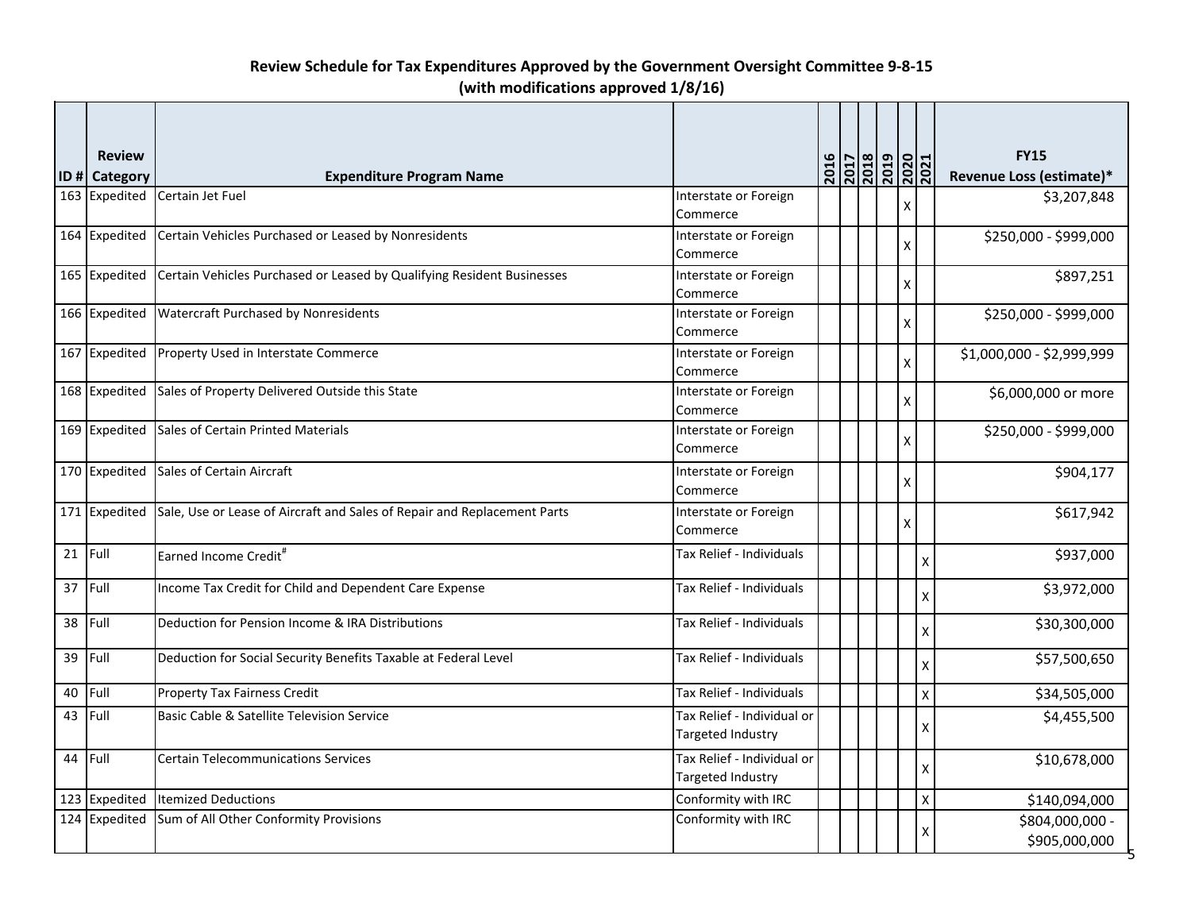**Review Schedule for Tax Expenditures Approved by the Government Oversight Committee 9-8-15**
**(with modifications approved 1/8/16)**

| ID # | Review Category | Expenditure Program Name | | 2016 | 2017 | 2018 | 2019 | 2020 | 2021 | FY15 Revenue Loss (estimate)* |
|---|---|---|---|---|---|---|---|---|---|---|
| 163 | Expedited | Certain Jet Fuel | Interstate or Foreign Commerce | | | | | X | | $3,207,848 |
| 164 | Expedited | Certain Vehicles Purchased or Leased by Nonresidents | Interstate or Foreign Commerce | | | | | X | | $250,000 - $999,000 |
| 165 | Expedited | Certain Vehicles Purchased or Leased by Qualifying Resident Businesses | Interstate or Foreign Commerce | | | | | X | | $897,251 |
| 166 | Expedited | Watercraft Purchased by Nonresidents | Interstate or Foreign Commerce | | | | | X | | $250,000 - $999,000 |
| 167 | Expedited | Property Used in Interstate Commerce | Interstate or Foreign Commerce | | | | | X | | $1,000,000 - $2,999,999 |
| 168 | Expedited | Sales of Property Delivered Outside this State | Interstate or Foreign Commerce | | | | | X | | $6,000,000 or more |
| 169 | Expedited | Sales of Certain Printed Materials | Interstate or Foreign Commerce | | | | | X | | $250,000 - $999,000 |
| 170 | Expedited | Sales of Certain Aircraft | Interstate or Foreign Commerce | | | | | X | | $904,177 |
| 171 | Expedited | Sale, Use or Lease of Aircraft and Sales of Repair and Replacement Parts | Interstate or Foreign Commerce | | | | | X | | $617,942 |
| 21 | Full | Earned Income Credit[#] | Tax Relief - Individuals | | | | | | X | $937,000 |
| 37 | Full | Income Tax Credit for Child and Dependent Care Expense | Tax Relief - Individuals | | | | | | X | $3,972,000 |
| 38 | Full | Deduction for Pension Income & IRA Distributions | Tax Relief - Individuals | | | | | | X | $30,300,000 |
| 39 | Full | Deduction for Social Security Benefits Taxable at Federal Level | Tax Relief - Individuals | | | | | | X | $57,500,650 |
| 40 | Full | Property Tax Fairness Credit | Tax Relief - Individuals | | | | | | X | $34,505,000 |
| 43 | Full | Basic Cable & Satellite Television Service | Tax Relief - Individual or Targeted Industry | | | | | | X | $4,455,500 |
| 44 | Full | Certain Telecommunications Services | Tax Relief - Individual or Targeted Industry | | | | | | X | $10,678,000 |
| 123 | Expedited | Itemized Deductions | Conformity with IRC | | | | | | X | $140,094,000 |
| 124 | Expedited | Sum of All Other Conformity Provisions | Conformity with IRC | | | | | | X | $804,000,000 - $905,000,000 |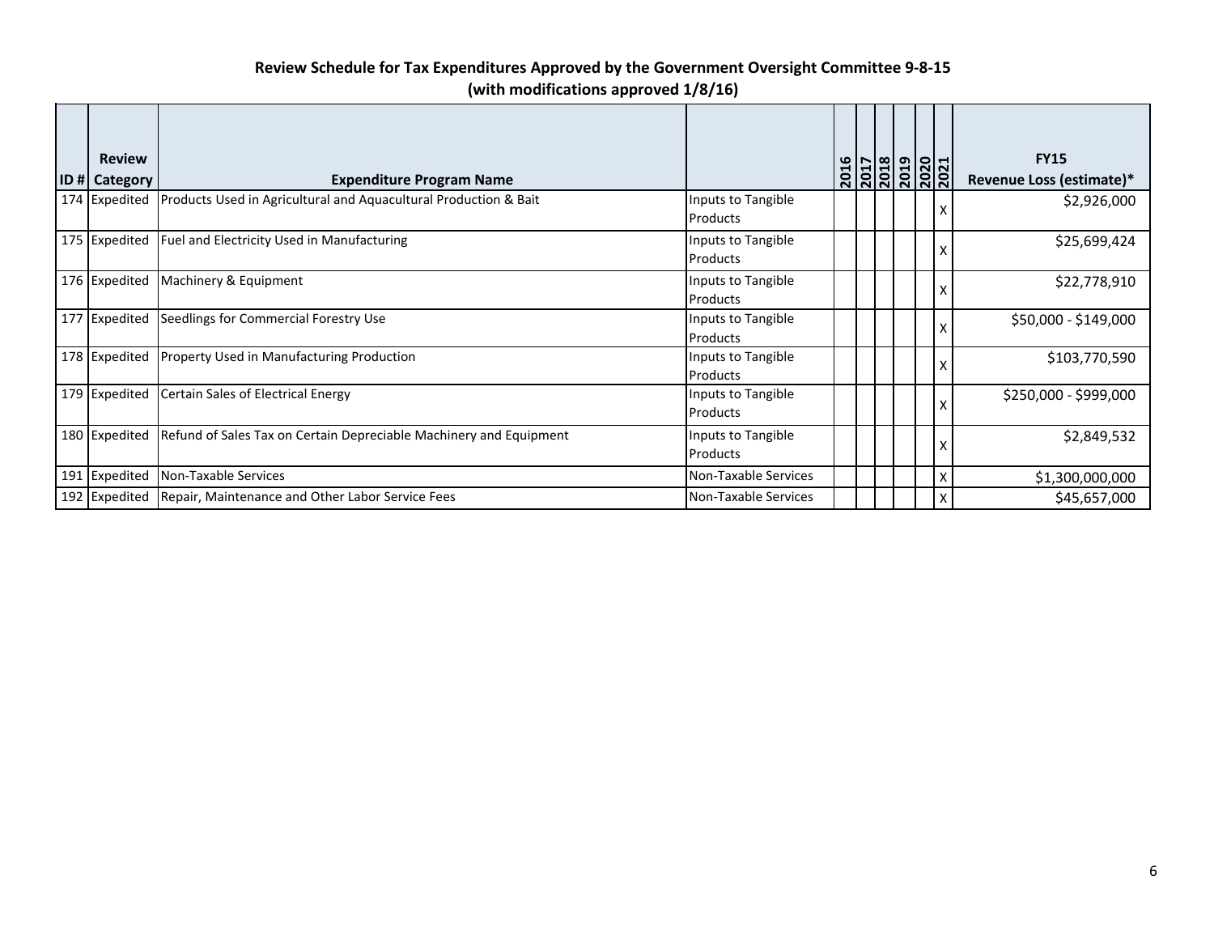**Review Schedule for Tax Expenditures Approved by the Government Oversight Committee 9-8-15**
**(with modifications approved 1/8/16)**

| ID # | Review Category | Expenditure Program Name | | 2016 | 2017 | 2018 | 2019 | 2020 | 2021 | FY15 Revenue Loss (estimate)* |
|---|---|---|---|---|---|---|---|---|---|---|
| 174 | Expedited | Products Used in Agricultural and Aquacultural Production & Bait | Inputs to Tangible Products | | | | | | X | $2,926,000 |
| 175 | Expedited | Fuel and Electricity Used in Manufacturing | Inputs to Tangible Products | | | | | | X | $25,699,424 |
| 176 | Expedited | Machinery & Equipment | Inputs to Tangible Products | | | | | | X | $22,778,910 |
| 177 | Expedited | Seedlings for Commercial Forestry Use | Inputs to Tangible Products | | | | | | X | $50,000 - $149,000 |
| 178 | Expedited | Property Used in Manufacturing Production | Inputs to Tangible Products | | | | | | X | $103,770,590 |
| 179 | Expedited | Certain Sales of Electrical Energy | Inputs to Tangible Products | | | | | | X | $250,000 - $999,000 |
| 180 | Expedited | Refund of Sales Tax on Certain Depreciable Machinery and Equipment | Inputs to Tangible Products | | | | | | X | $2,849,532 |
| 191 | Expedited | Non-Taxable Services | Non-Taxable Services | | | | | | X | $1,300,000,000 |
| 192 | Expedited | Repair, Maintenance and Other Labor Service Fees | Non-Taxable Services | | | | | | X | $45,657,000 |